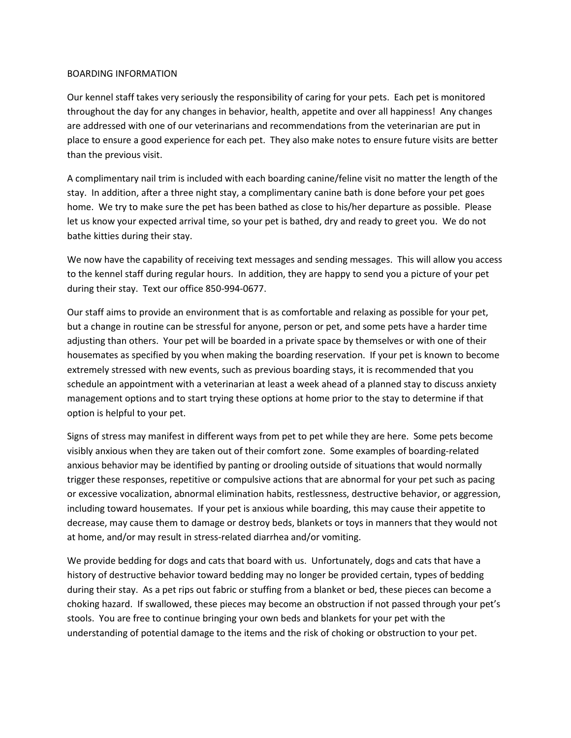# BOARDING INFORMATION

Our kennel staff takes very seriously the responsibility of caring for your pets. Each pet is monitored throughout the day for any changes in behavior, health, appetite and over all happiness! Any changes are addressed with one of our veterinarians and recommendations from the veterinarian are put in place to ensure a good experience for each pet. They also make notes to ensure future visits are better than the previous visit.

A complimentary nail trim is included with each boarding canine/feline visit no matter the length of the stay. In addition, after a three night stay, a complimentary canine bath is done before your pet goes home. We try to make sure the pet has been bathed as close to his/her departure as possible. Please let us know your expected arrival time, so your pet is bathed, dry and ready to greet you. We do not bathe kitties during their stay.

We now have the capability of receiving text messages and sending messages. This will allow you access to the kennel staff during regular hours. In addition, they are happy to send you a picture of your pet during their stay. Text our office 850-994-0677.

Our staff aims to provide an environment that is as comfortable and relaxing as possible for your pet, but a change in routine can be stressful for anyone, person or pet, and some pets have a harder time adjusting than others. Your pet will be boarded in a private space by themselves or with one of their housemates as specified by you when making the boarding reservation. If your pet is known to become extremely stressed with new events, such as previous boarding stays, it is recommended that you schedule an appointment with a veterinarian at least a week ahead of a planned stay to discuss anxiety management options and to start trying these options at home prior to the stay to determine if that option is helpful to your pet.

Signs of stress may manifest in different ways from pet to pet while they are here. Some pets become visibly anxious when they are taken out of their comfort zone. Some examples of boarding-related anxious behavior may be identified by panting or drooling outside of situations that would normally trigger these responses, repetitive or compulsive actions that are abnormal for your pet such as pacing or excessive vocalization, abnormal elimination habits, restlessness, destructive behavior, or aggression, including toward housemates. If your pet is anxious while boarding, this may cause their appetite to decrease, may cause them to damage or destroy beds, blankets or toys in manners that they would not at home, and/or may result in stress-related diarrhea and/or vomiting.

We provide bedding for dogs and cats that board with us. Unfortunately, dogs and cats that have a history of destructive behavior toward bedding may no longer be provided certain, types of bedding during their stay. As a pet rips out fabric or stuffing from a blanket or bed, these pieces can become a choking hazard. If swallowed, these pieces may become an obstruction if not passed through your pet's stools. You are free to continue bringing your own beds and blankets for your pet with the understanding of potential damage to the items and the risk of choking or obstruction to your pet.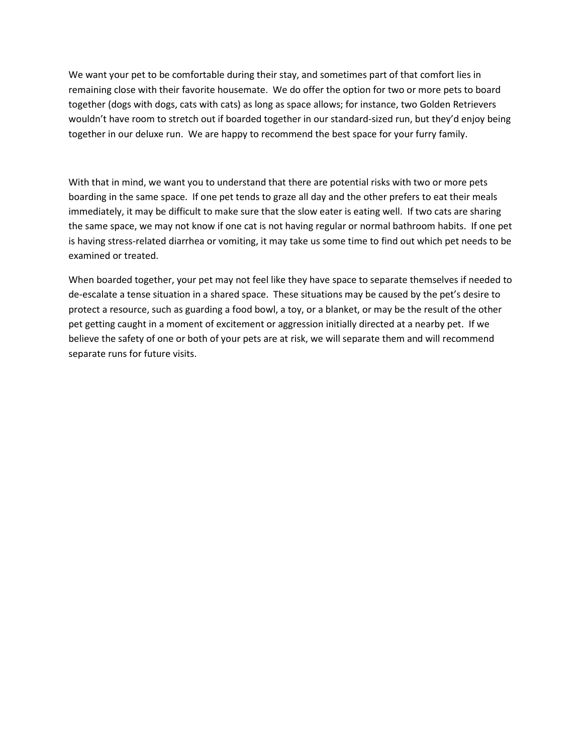We want your pet to be comfortable during their stay, and sometimes part of that comfort lies in remaining close with their favorite housemate. We do offer the option for two or more pets to board together (dogs with dogs, cats with cats) as long as space allows; for instance, two Golden Retrievers wouldn't have room to stretch out if boarded together in our standard-sized run, but they'd enjoy being together in our deluxe run. We are happy to recommend the best space for your furry family.

With that in mind, we want you to understand that there are potential risks with two or more pets boarding in the same space. If one pet tends to graze all day and the other prefers to eat their meals immediately, it may be difficult to make sure that the slow eater is eating well. If two cats are sharing the same space, we may not know if one cat is not having regular or normal bathroom habits. If one pet is having stress-related diarrhea or vomiting, it may take us some time to find out which pet needs to be examined or treated.

When boarded together, your pet may not feel like they have space to separate themselves if needed to de-escalate a tense situation in a shared space. These situations may be caused by the pet's desire to protect a resource, such as guarding a food bowl, a toy, or a blanket, or may be the result of the other pet getting caught in a moment of excitement or aggression initially directed at a nearby pet. If we believe the safety of one or both of your pets are at risk, we will separate them and will recommend separate runs for future visits.